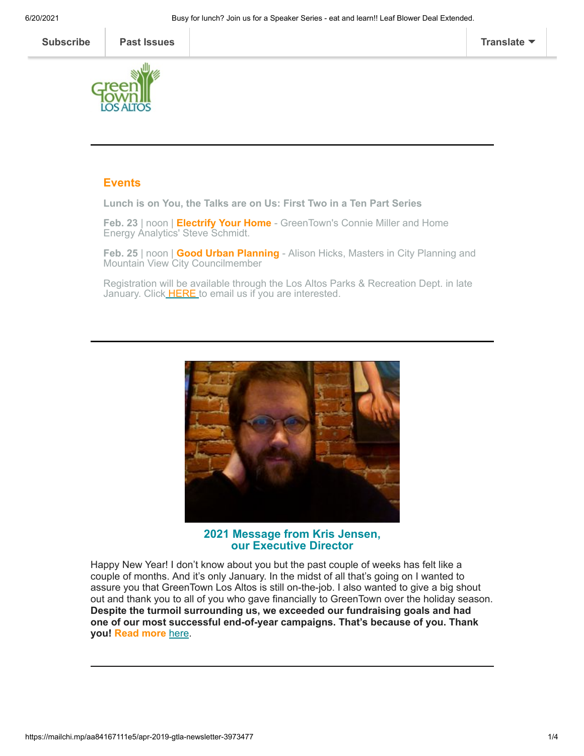Subscribe | Past Issues | Translate

## Events

**Lunch is on You, the Talks are on Us: First Two in a Ten Part Series**

**Feb. 23** | noon | **Electrify Your Home** - GreenTown's Connie Miller and Home Energy Analytics' Steve Schmidt.

**Feb. 25** | noon | **Good Urban Planning** - Alison Hicks, Masters in City Planning and Mountain View City Councilmember

Registration will be available through the Los Altos Parks & Recreation Dept. in late January. Click HERE to email us if you are interested.

---

### 2021 Message from Kris Jensen, our Executive Director

Happy New Year! I don't know about you but the past couple of weeks has felt like a couple of months. And it's only January. In the midst of all that's going on I wanted to assure you that GreenTown Los Altos is still on-the-job. I also wanted to give a big shout out and thank you to all of you who gave financially to GreenTown over the holiday season. **Despite the turmoil surrounding us, we exceeded our fundraising goals and had one of our most successful end-of-year campaigns. That's because of you. Thank you! Read more** here.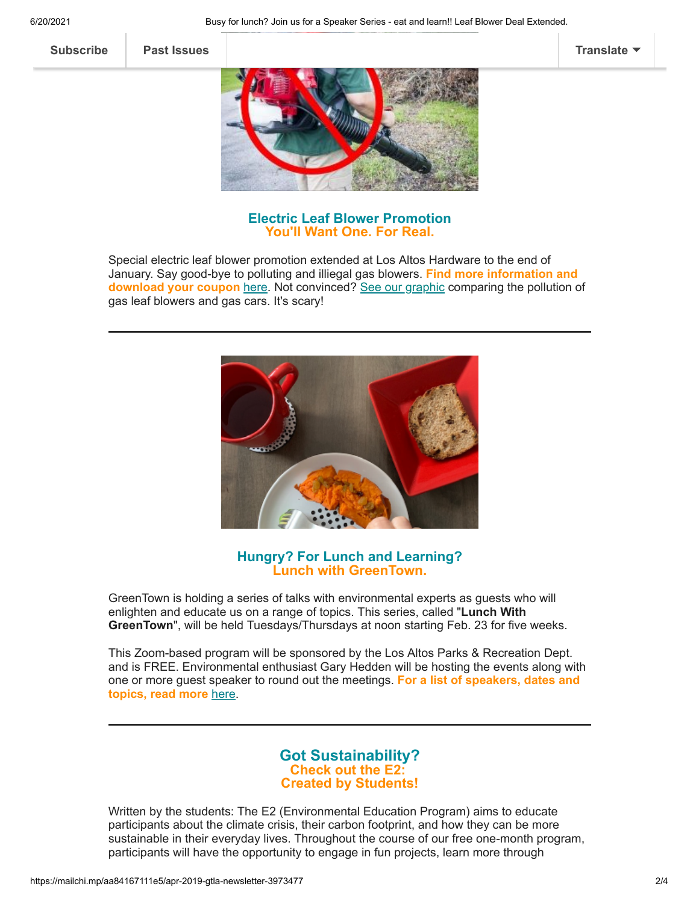Subscribe | Past Issues | Translate

## Electric Leaf Blower Promotion
### You'll Want One. For Real.

Special electric leaf blower promotion extended at Los Altos Hardware to the end of January. Say good-bye to polluting and illiegal gas blowers. **Find more information and download your coupon** here. Not convinced? See our graphic comparing the pollution of gas leaf blowers and gas cars. It's scary!

---

## Hungry? For Lunch and Learning?
### Lunch with GreenTown.

GreenTown is holding a series of talks with environmental experts as guests who will enlighten and educate us on a range of topics. This series, called "**Lunch With GreenTown**", will be held Tuesdays/Thursdays at noon starting Feb. 23 for five weeks.

This Zoom-based program will be sponsored by the Los Altos Parks & Recreation Dept. and is FREE. Environmental enthusiast Gary Hedden will be hosting the events along with one or more guest speaker to round out the meetings. **For a list of speakers, dates and topics, read more** here.

---

## Got Sustainability?
### Check out the E2:
### Created by Students!

Written by the students: The E2 (Environmental Education Program) aims to educate participants about the climate crisis, their carbon footprint, and how they can be more sustainable in their everyday lives. Throughout the course of our free one-month program, participants will have the opportunity to engage in fun projects, learn more through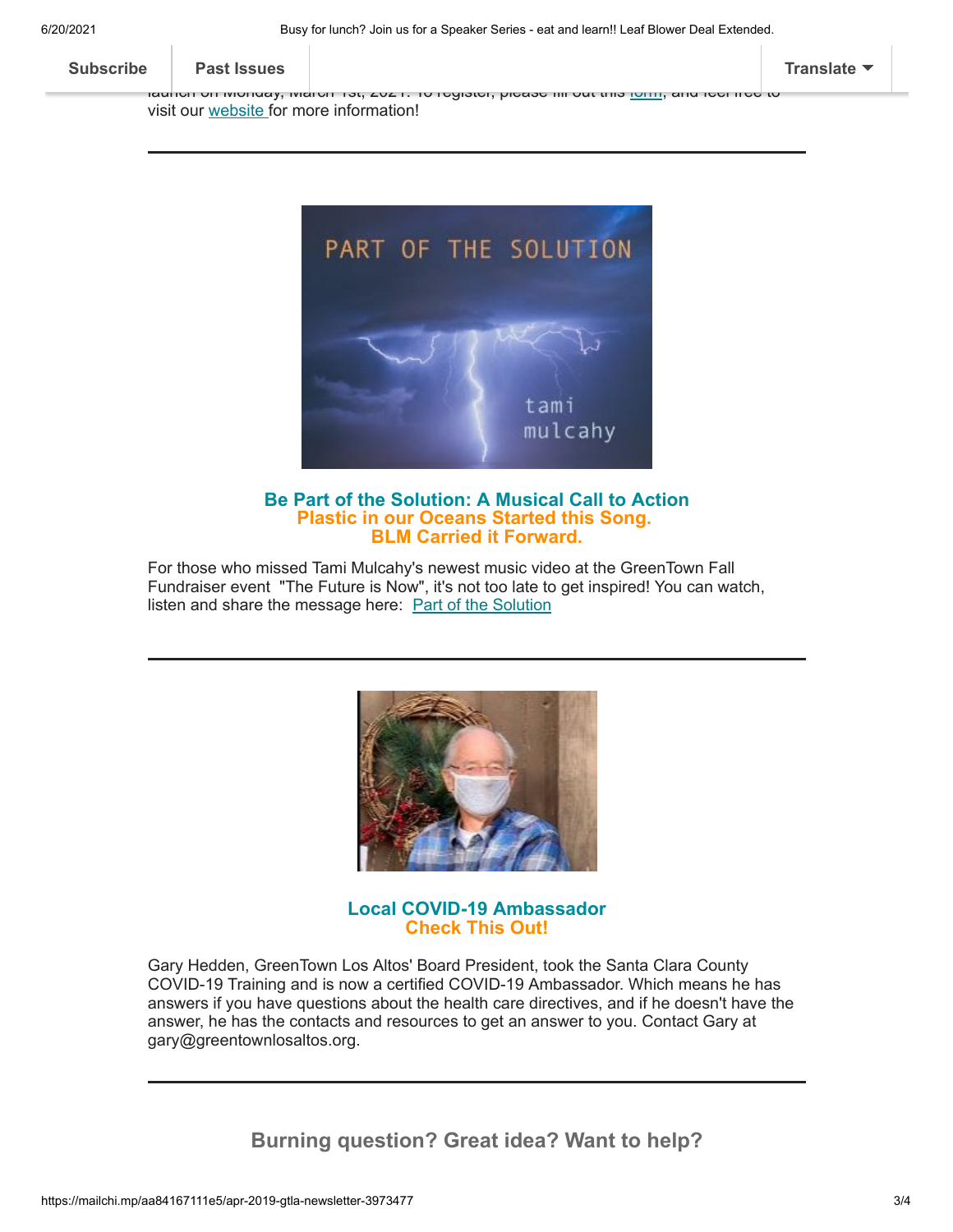launch on Monday, March 1st, 2021. To register, please fill out this form, and feel free to visit our website for more information!

---

**Be Part of the Solution: A Musical Call to Action**
**Plastic in our Oceans Started this Song.**
**BLM Carried it Forward.**

For those who missed Tami Mulcahy's newest music video at the GreenTown Fall Fundraiser event "The Future is Now", it's not too late to get inspired! You can watch, listen and share the message here: Part of the Solution

---

**Local COVID-19 Ambassador**
**Check This Out!**

Gary Hedden, GreenTown Los Altos' Board President, took the Santa Clara County COVID-19 Training and is now a certified COVID-19 Ambassador. Which means he has answers if you have questions about the health care directives, and if he doesn't have the answer, he has the contacts and resources to get an answer to you. Contact Gary at gary@greentownlosaltos.org.

---

## Burning question? Great idea? Want to help?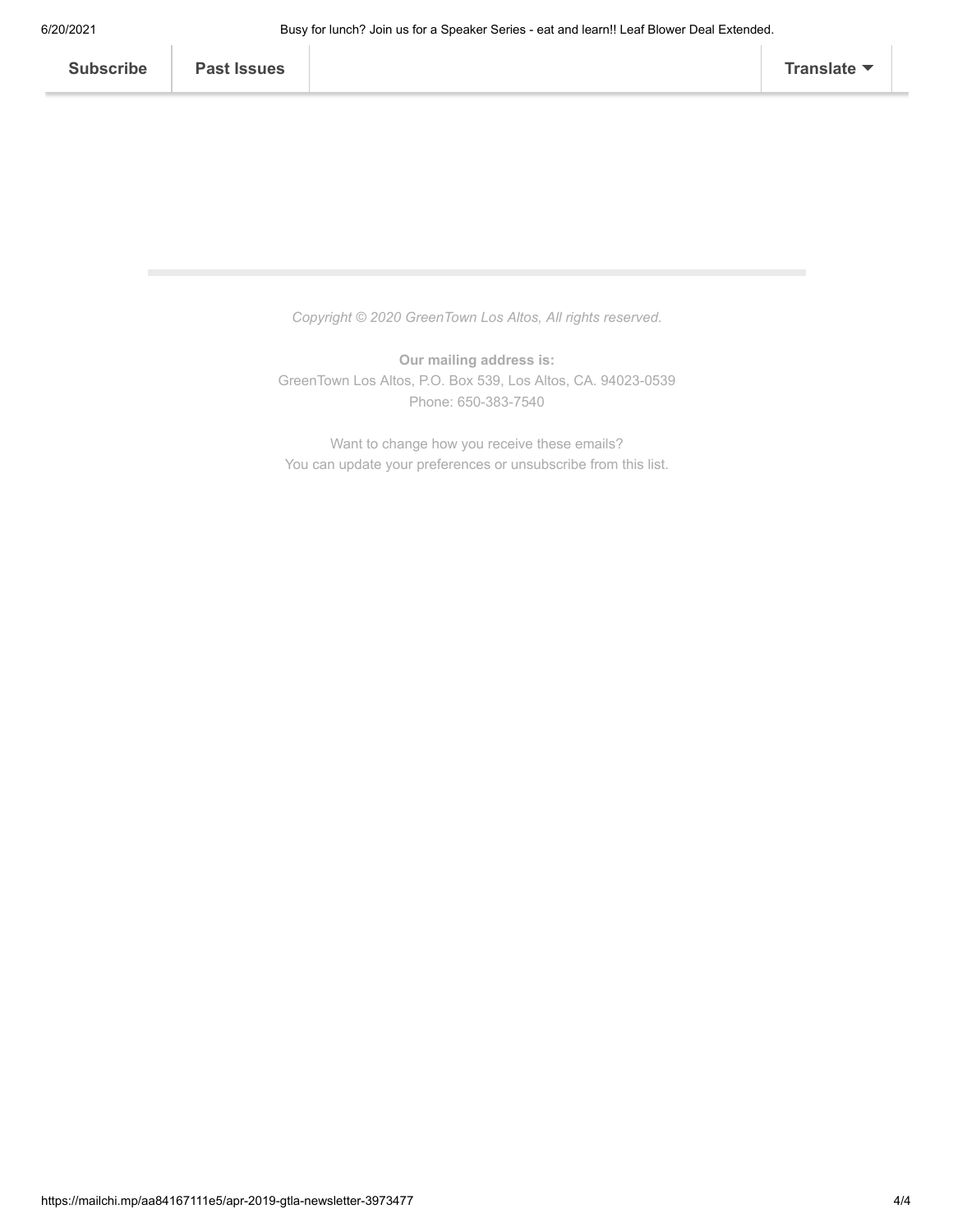Subscribe | Past Issues | Translate

*Copyright © 2020 GreenTown Los Altos, All rights reserved.*

**Our mailing address is:**
GreenTown Los Altos, P.O. Box 539, Los Altos, CA. 94023-0539
Phone: 650-383-7540

Want to change how you receive these emails?
You can update your preferences or unsubscribe from this list.